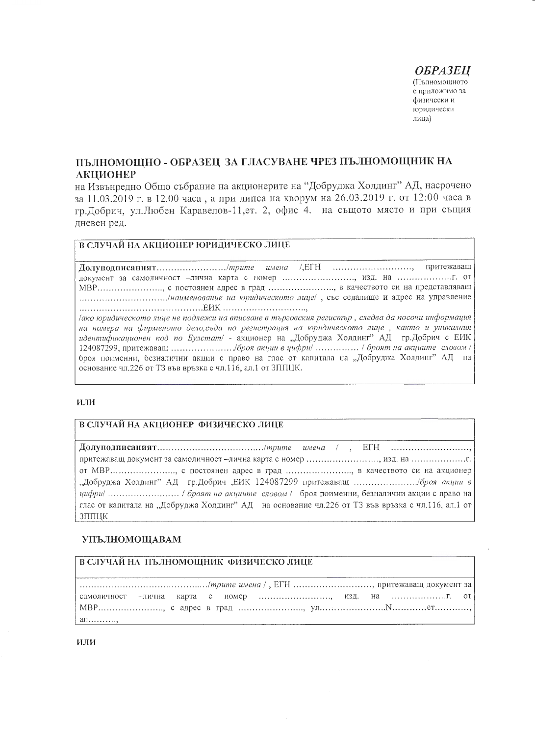***ОБРАЗЕЦ***
(Пълномощното е приложимо за физически и юридически лица)

## ПЪЛНОМОЩНО - ОБРАЗЕЦ ЗА ГЛАСУВАНЕ ЧРЕЗ ПЪЛНОМОЩНИК НА АКЦИОНЕР

на Извънредно Общо събрание на акционерите на "Добруджа Холдинг" АД, насрочено за 11.03.2019 г. в 12.00 часа , а при липса на кворум на 26.03.2019 г. от 12:00 часа в гр.Добрич, ул.Любен Каравелов-11,ет. 2, офис 4. на същото място и при същия дневен ред.

**В СЛУЧАЙ НА АКЦИОНЕР ЮРИДИЧЕСКО ЛИЦЕ**

**Долуподписаният**……………………/*трите имена* /,ЕГН ………………………, притежаващ документ за самоличност –лична карта с номер ……………………, изд. на ………………г. от МВР…………………., с постоянен адрес в град ………………….., в качеството си на представляващ …………………………/*наименование на юридическото лице*/ , със седалище и адрес на управление ……………………………………ЕИК ………………………..,
/*ако юридическото лице не подлежи на вписване в търговския регистър , следва да посочи информация на номера на фирменото дело,съда по регистрация на юридическото лице , както и уникалния идентификационен код по Булстат*/ - акционер на „Добруджа Холдинг" АД гр.Добрич с ЕИК 124087299, притежаващ …………………/*броя акции в цифри*/ …………… / *броят на акциите словом* / броя поименни, безналични акции с право на глас от капитала на „Добруджа Холдинг" АД на основание чл.226 от ТЗ във връзка с чл.116, ал.1 от ЗППЦК.

**ИЛИ**

**В СЛУЧАЙ НА АКЦИОНЕР ФИЗИЧЕСКО ЛИЦЕ**

**Долуподписаният**………………………………/*трите имена* / , ЕГН ………………………, притежаващ документ за самоличност –лична карта с номер ……………………, изд. на ………………г. от МВР…………………., с постоянен адрес в град ………………….., в качеството си на акционер „Добруджа Холдинг" АД гр.Добрич ,ЕИК 124087299 притежаващ …………………/*броя акции в цифри*/ …………………… / *броят на акциите словом* / броя поименни, безналични акции с право на глас от капитала на „Добруджа Холдинг" АД на основание чл.226 от ТЗ във връзка с чл.116, ал.1 от ЗППЦК

**УПЪЛНОМОЩАВАМ**

**В СЛУЧАЙ НА ПЪЛНОМОЩНИК ФИЗИЧЕСКО ЛИЦЕ**

……………………………………/*трите имена* / , ЕГН ………………………, притежаващ документ за самоличност –лична карта с номер ……………………, изд. на ………………г. от МВР…………………., с адрес в град ………………….., ул…………………..N…………ет…………, ап………,

**ИЛИ**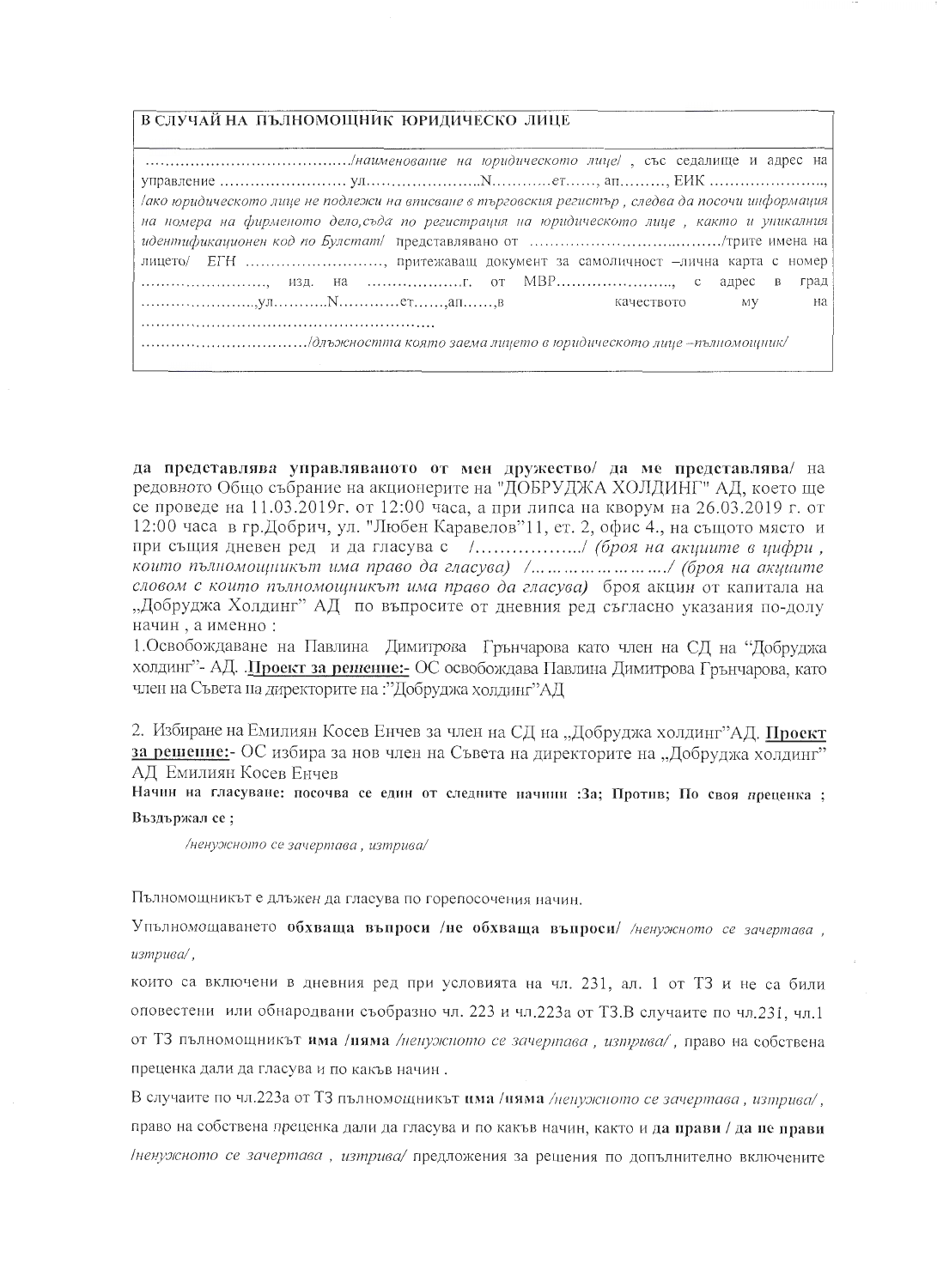| **В СЛУЧАЙ НА ПЪЛНОМОЩНИК ЮРИДИЧЕСКО ЛИЦЕ** |
|---|
| ………………………………/*наименование на юридическото лице*/ , със седалище и адрес на управление …………………… ул……………………N…………ет……, ап………, ЕИК ………………….., /*ако юридическото лице не подлежи на вписване в търговския регистър , следва да посочи информация на номера на фирменото дело,съда по регистрация на юридическото лице , както и уникалния идентификационен код по Булстат*/ представлявано от ……………………………../трите имена на лицето/ ЕГН ………………………, притежаващ документ за самоличност –лична карта с номер ……………………, изд. на ……………….г. от МВР………………….., с адрес в град …………………..,ул………..N…………ет……,ап……,в качеството му на ………………………………………………… ……………………………/*длъжността която заема лицето в юридическото лице –пълномощник*/ |

**да представлява управляваното от мен дружество/ да ме представлява/** на редовното Общо събрание на акционерите на "ДОБРУДЖА ХОЛДИНГ" АД, което ще се проведе на 11.03.2019г. от 12:00 часа, а при липса на кворум на 26.03.2019 г. от 12:00 часа в гр.Добрич, ул. "Любен Каравелов"11, ет. 2, офис 4., на същото място и при същия дневен ред и да гласува с /……………../ *(броя на акциите в цифри , които пълномощникът има право да гласува)* /……………………../ *(броя на акциите словом с които пълномощникът има право да гласува)* броя акции от капитала на „Добруджа Холдинг" АД по въпросите от дневния ред съгласно указания по-долу начин , а именно :

1.Освобождаване на Павлина Димитрова Грънчарова като член на СД на "Добруджа холдинг"- АД. .**Проект за решение:-** ОС освобождава Павлина Димитрова Грънчарова, като член на Съвета на директорите на :"Добруджа холдинг"АД

2. Избиране на Емилиян Косев Енчев за член на СД на „Добруджа холдинг"АД. **Проект за решение:-** ОС избира за нов член на Съвета на директорите на „Добруджа холдинг" АД Емилиян Косев Енчев

**Начин на гласуване: посочва се един от следните начини :За; Против; По своя преценка ; Въздържал се ;**

*/ненужното се зачертава , изтрива/*

Пълномощникът е длъжен да гласува по горепосочения начин.

Упълномощаването **обхваща въпроси /не обхваща въпроси/** */ненужното се зачертава , изтрива/*,

които са включени в дневния ред при условията на чл. 231, ал. 1 от ТЗ и не са били оповестени или обнародвани съобразно чл. 223 и чл.223а от ТЗ.В случаите по чл.231, чл.1 от ТЗ пълномощникът **има /няма** */ненужното се зачертава , изтрива/*, право на собствена преценка дали да гласува и по какъв начин .

В случаите по чл.223а от ТЗ пълномощникът **има /няма** */ненужното се зачертава , изтрива/*, право на собствена преценка дали да гласува и по какъв начин, както и **да прави / да не прави** */ненужното се зачертава , изтрива/* предложения за решения по допълнително включените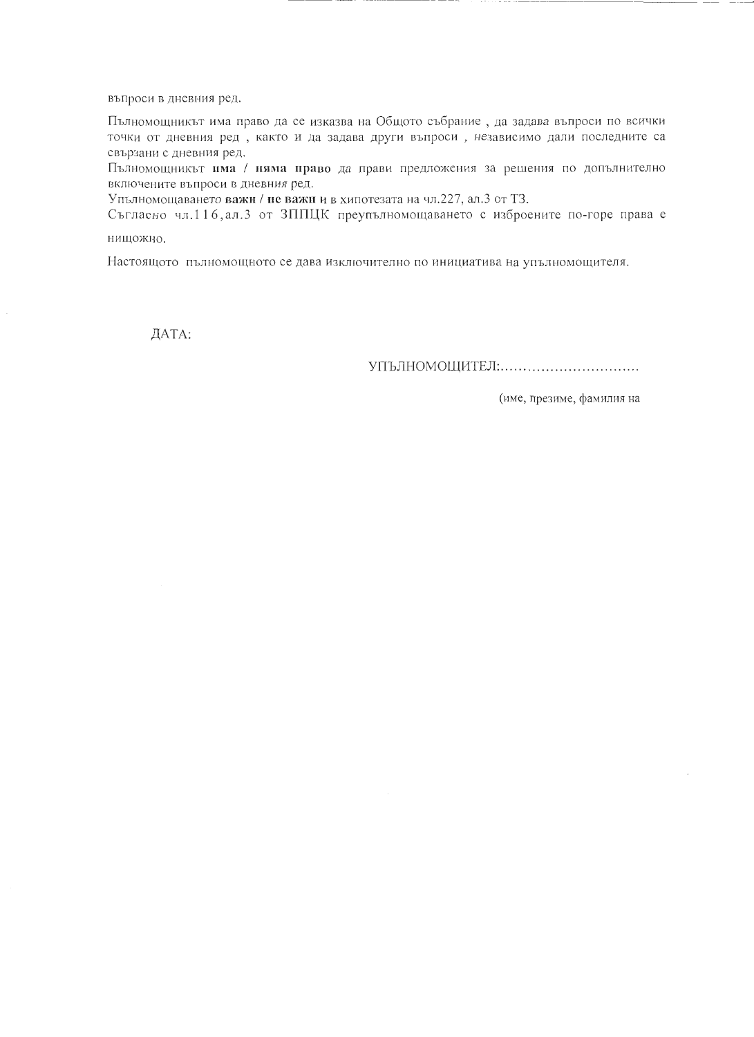въпроси в дневния ред.

Пълномощникът има право да се изказва на Общото събрание , да задава въпроси по всички точки от дневния ред , както и да задава други въпроси , независимо дали последните са свързани с дневния ред.

Пълномощникът **има / няма право** да прави предложения за решения по допълнително включените въпроси в дневния ред.

Упълномощаването **важи / не важи** и в хипотезата на чл.227, ал.3 от ТЗ.

Съгласно чл.116,ал.3 от ЗППЦК преупълномощаването с изброените по-горе права е нищожно.

Настоящото пълномощното се дава изключително по инициатива на упълномощителя.

ДАТА:

УПЪЛНОМОЩИТЕЛ:..............................

(име, презиме, фамилия на